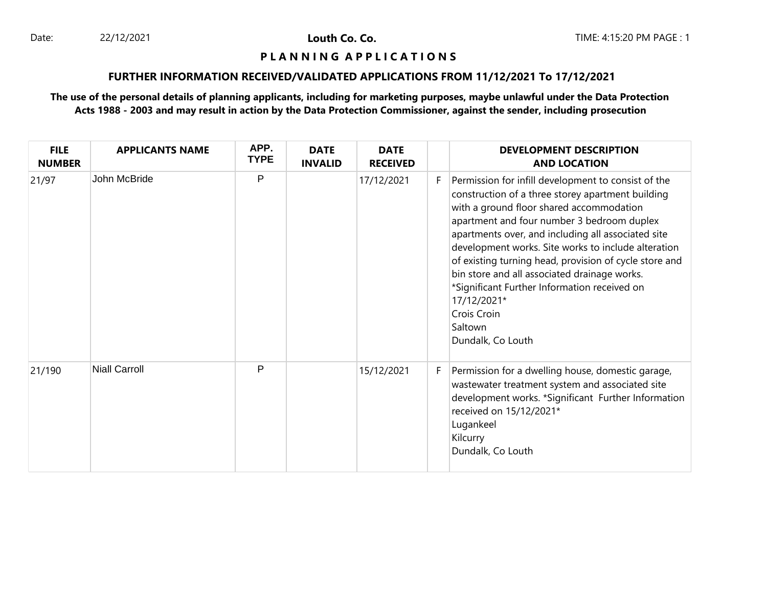Date: 22/12/2021

**Louth Co. Co.**

TIME: 4:15:20 PM PAGE : 1

# P L A N N I N G   A P P L I C A T I O N S

## FURTHER INFORMATION RECEIVED/VALIDATED APPLICATIONS FROM 11/12/2021 To 17/12/2021

**The use of the personal details of planning applicants, including for marketing purposes, maybe unlawful under the Data Protection Acts 1988 - 2003 and may result in action by the Data Protection Commissioner, against the sender, including prosecution**

| FILE NUMBER | APPLICANTS NAME | APP. TYPE | DATE INVALID | DATE RECEIVED | | DEVELOPMENT DESCRIPTION AND LOCATION |
|---|---|---|---|---|---|---|
| 21/97 | John McBride | P | | 17/12/2021 | F | Permission for infill development to consist of the construction of a three storey apartment building with a ground floor shared accommodation apartment and four number 3 bedroom duplex apartments over, and including all associated site development works. Site works to include alteration of existing turning head, provision of cycle store and bin store and all associated drainage works. *Significant Further Information received on 17/12/2021* Crois Croin Saltown Dundalk, Co Louth |
| 21/190 | Niall Carroll | P | | 15/12/2021 | F | Permission for a dwelling house, domestic garage, wastewater treatment system and associated site development works. *Significant Further Information received on 15/12/2021* Lugankeel Kilcurry Dundalk, Co Louth |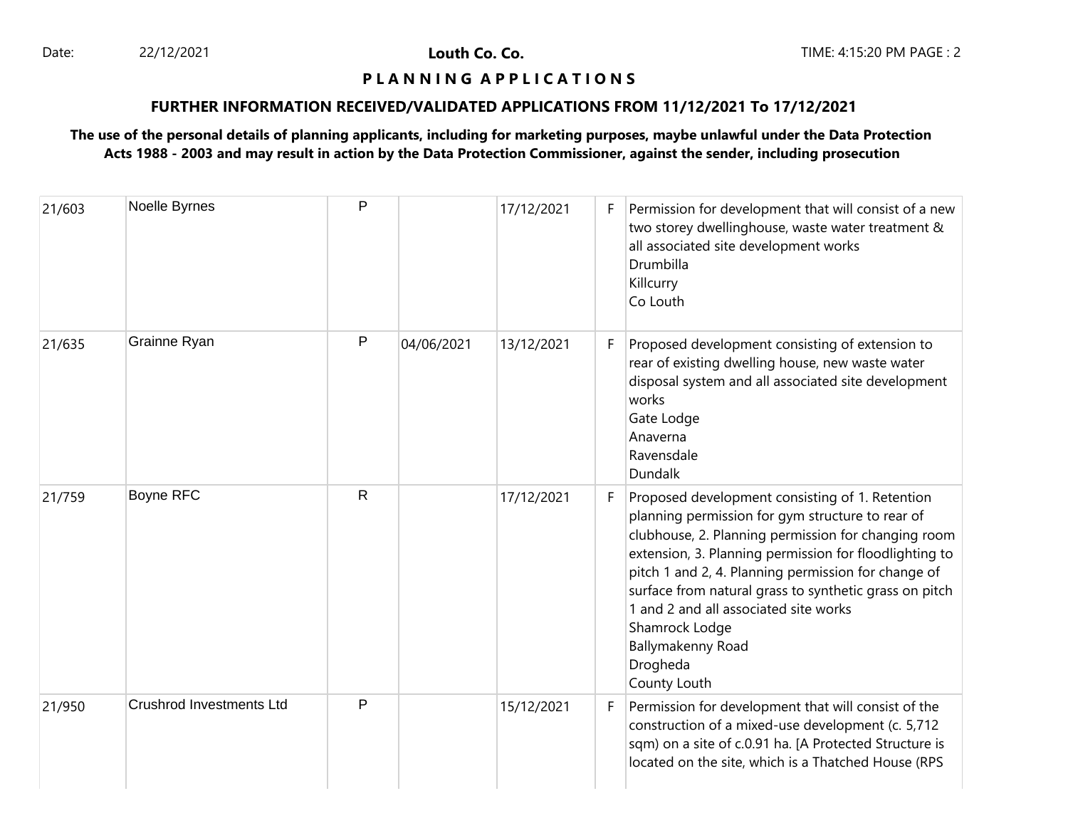# Louth Co. Co.

## P L A N N I N G A P P L I C A T I O N S

### FURTHER INFORMATION RECEIVED/VALIDATED APPLICATIONS FROM 11/12/2021 To 17/12/2021

**The use of the personal details of planning applicants, including for marketing purposes, maybe unlawful under the Data Protection Acts 1988 - 2003 and may result in action by the Data Protection Commissioner, against the sender, including prosecution**

| | | | | | | |
|---|---|---|---|---|---|---|
| 21/603 | Noelle Byrnes | P | | 17/12/2021 | F | Permission for development that will consist of a new two storey dwellinghouse, waste water treatment & all associated site development works<br>Drumbilla<br>Killcurry<br>Co Louth |
| 21/635 | Grainne Ryan | P | 04/06/2021 | 13/12/2021 | F | Proposed development consisting of extension to rear of existing dwelling house, new waste water disposal system and all associated site development works<br>Gate Lodge<br>Anaverna<br>Ravensdale<br>Dundalk |
| 21/759 | Boyne RFC | R | | 17/12/2021 | F | Proposed development consisting of 1. Retention planning permission for gym structure to rear of clubhouse, 2. Planning permission for changing room extension, 3. Planning permission for floodlighting to pitch 1 and 2, 4. Planning permission for change of surface from natural grass to synthetic grass on pitch 1 and 2 and all associated site works<br>Shamrock Lodge<br>Ballymakenny Road<br>Drogheda<br>County Louth |
| 21/950 | Crushrod Investments Ltd | P | | 15/12/2021 | F | Permission for development that will consist of the construction of a mixed-use development (c. 5,712 sqm) on a site of c.0.91 ha. [A Protected Structure is located on the site, which is a Thatched House (RPS |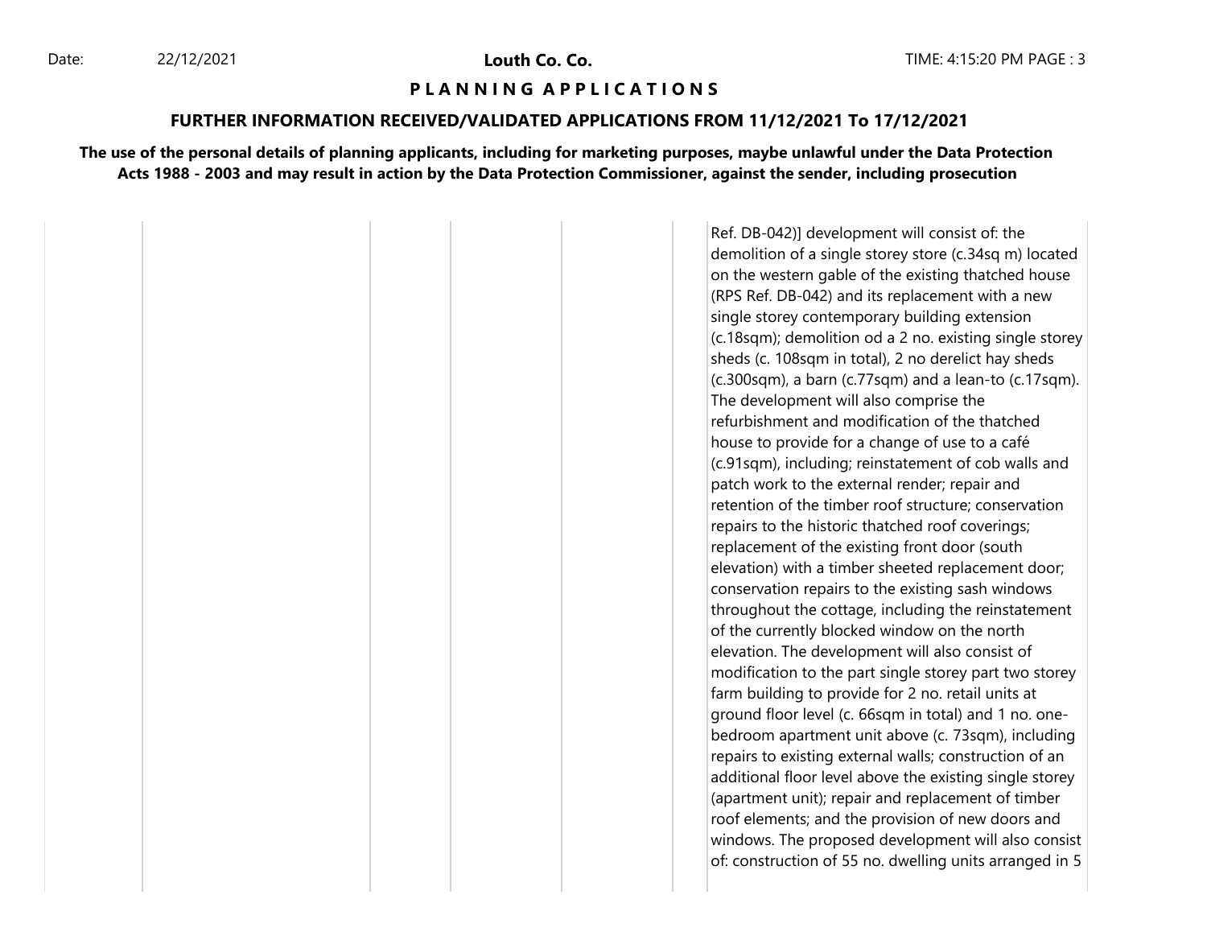# Louth Co. Co.

## P L A N N I N G   A P P L I C A T I O N S

### FURTHER INFORMATION RECEIVED/VALIDATED APPLICATIONS FROM 11/12/2021 To 17/12/2021

**The use of the personal details of planning applicants, including for marketing purposes, maybe unlawful under the Data Protection Acts 1988 - 2003 and may result in action by the Data Protection Commissioner, against the sender, including prosecution**

| | | | | | |
|---|---|---|---|---|---|
| | | | | | Ref. DB-042)] development will consist of: the demolition of a single storey store (c.34sq m) located on the western gable of the existing thatched house (RPS Ref. DB-042) and its replacement with a new single storey contemporary building extension (c.18sqm); demolition od a 2 no. existing single storey sheds (c. 108sqm in total), 2 no derelict hay sheds (c.300sqm), a barn (c.77sqm) and a lean-to (c.17sqm). The development will also comprise the refurbishment and modification of the thatched house to provide for a change of use to a café (c.91sqm), including; reinstatement of cob walls and patch work to the external render; repair and retention of the timber roof structure; conservation repairs to the historic thatched roof coverings; replacement of the existing front door (south elevation) with a timber sheeted replacement door; conservation repairs to the existing sash windows throughout the cottage, including the reinstatement of the currently blocked window on the north elevation. The development will also consist of modification to the part single storey part two storey farm building to provide for 2 no. retail units at ground floor level (c. 66sqm in total) and 1 no. one-bedroom apartment unit above (c. 73sqm), including repairs to existing external walls; construction of an additional floor level above the existing single storey (apartment unit); repair and replacement of timber roof elements; and the provision of new doors and windows. The proposed development will also consist of: construction of 55 no. dwelling units arranged in 5 |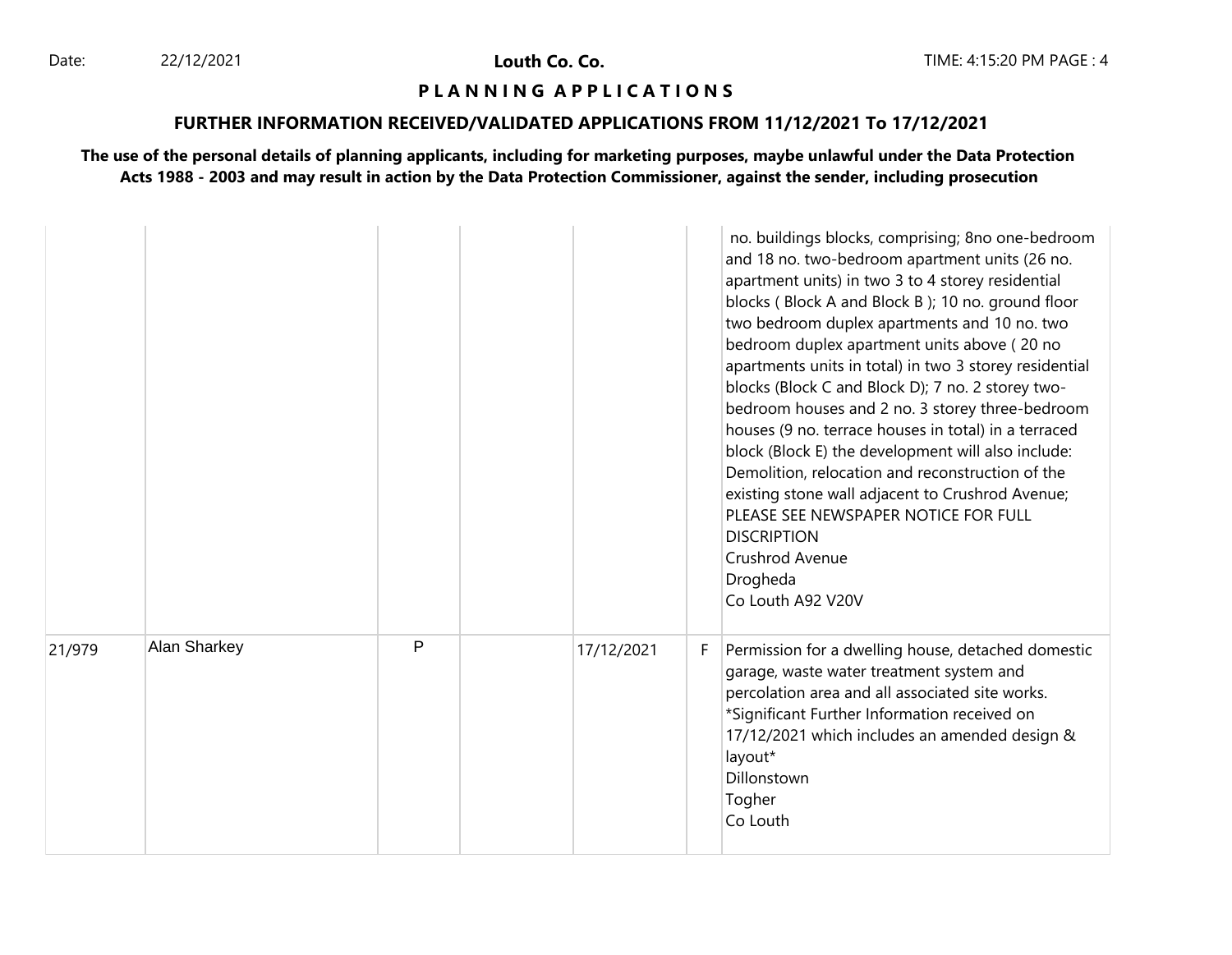**PLANNING APPLICATIONS**

**FURTHER INFORMATION RECEIVED/VALIDATED APPLICATIONS FROM 11/12/2021 To 17/12/2021**

**The use of the personal details of planning applicants, including for marketing purposes, maybe unlawful under the Data Protection Acts 1988 - 2003 and may result in action by the Data Protection Commissioner, against the sender, including prosecution**

| | | | | | | |
|---|---|---|---|---|---|---|
| | | | | | | no. buildings blocks, comprising; 8no one-bedroom and 18 no. two-bedroom apartment units (26 no. apartment units) in two 3 to 4 storey residential blocks ( Block A and Block B ); 10 no. ground floor two bedroom duplex apartments and 10 no. two bedroom duplex apartment units above ( 20 no apartments units in total) in two 3 storey residential blocks (Block C and Block D); 7 no. 2 storey two-bedroom houses and 2 no. 3 storey three-bedroom houses (9 no. terrace houses in total) in a terraced block (Block E) the development will also include: Demolition, relocation and reconstruction of the existing stone wall adjacent to Crushrod Avenue; PLEASE SEE NEWSPAPER NOTICE FOR FULL DISCRIPTION<br>Crushrod Avenue<br>Drogheda<br>Co Louth A92 V20V |
| 21/979 | Alan Sharkey | P | | 17/12/2021 | F | Permission for a dwelling house, detached domestic garage, waste water treatment system and percolation area and all associated site works. *Significant Further Information received on 17/12/2021 which includes an amended design & layout*<br>Dillonstown<br>Togher<br>Co Louth |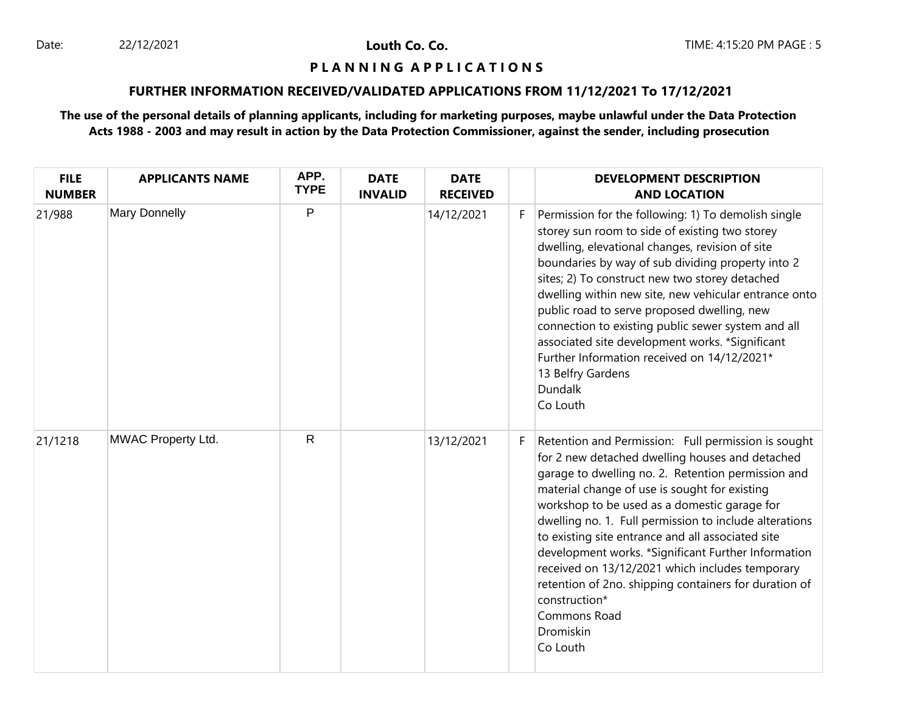**Louth Co. Co.**

**P L A N N I N G A P P L I C A T I O N S**

**FURTHER INFORMATION RECEIVED/VALIDATED APPLICATIONS FROM 11/12/2021 To 17/12/2021**

**The use of the personal details of planning applicants, including for marketing purposes, maybe unlawful under the Data Protection Acts 1988 - 2003 and may result in action by the Data Protection Commissioner, against the sender, including prosecution**

| FILE NUMBER | APPLICANTS NAME | APP. TYPE | DATE INVALID | DATE RECEIVED | | DEVELOPMENT DESCRIPTION AND LOCATION |
|---|---|---|---|---|---|---|
| 21/988 | Mary Donnelly | P | | 14/12/2021 | F | Permission for the following: 1) To demolish single storey sun room to side of existing two storey dwelling, elevational changes, revision of site boundaries by way of sub dividing property into 2 sites; 2) To construct new two storey detached dwelling within new site, new vehicular entrance onto public road to serve proposed dwelling, new connection to existing public sewer system and all associated site development works. *Significant Further Information received on 14/12/2021* 13 Belfry Gardens Dundalk Co Louth |
| 21/1218 | MWAC Property Ltd. | R | | 13/12/2021 | F | Retention and Permission: Full permission is sought for 2 new detached dwelling houses and detached garage to dwelling no. 2. Retention permission and material change of use is sought for existing workshop to be used as a domestic garage for dwelling no. 1. Full permission to include alterations to existing site entrance and all associated site development works. *Significant Further Information received on 13/12/2021 which includes temporary retention of 2no. shipping containers for duration of construction* Commons Road Dromiskin Co Louth |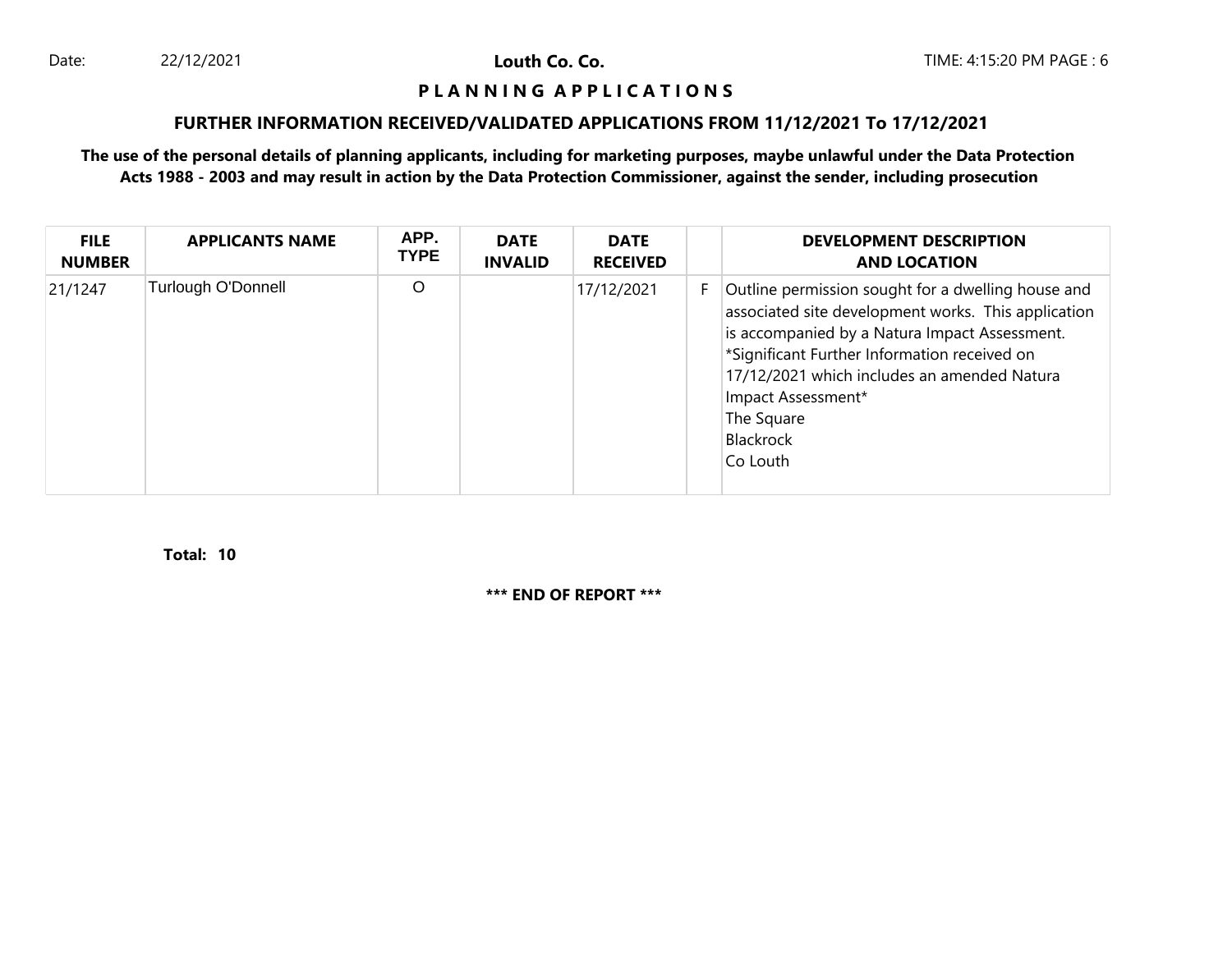**P L A N N I N G A P P L I C A T I O N S**

**FURTHER INFORMATION RECEIVED/VALIDATED APPLICATIONS FROM 11/12/2021 To 17/12/2021**

**The use of the personal details of planning applicants, including for marketing purposes, maybe unlawful under the Data Protection Acts 1988 - 2003 and may result in action by the Data Protection Commissioner, against the sender, including prosecution**

| FILE NUMBER | APPLICANTS NAME | APP. TYPE | DATE INVALID | DATE RECEIVED | | DEVELOPMENT DESCRIPTION AND LOCATION |
|---|---|---|---|---|---|---|
| 21/1247 | Turlough O'Donnell | O | | 17/12/2021 | F | Outline permission sought for a dwelling house and associated site development works. This application is accompanied by a Natura Impact Assessment. *Significant Further Information received on 17/12/2021 which includes an amended Natura Impact Assessment* The Square Blackrock Co Louth |

**Total: 10**

**\*\*\* END OF REPORT \*\*\***